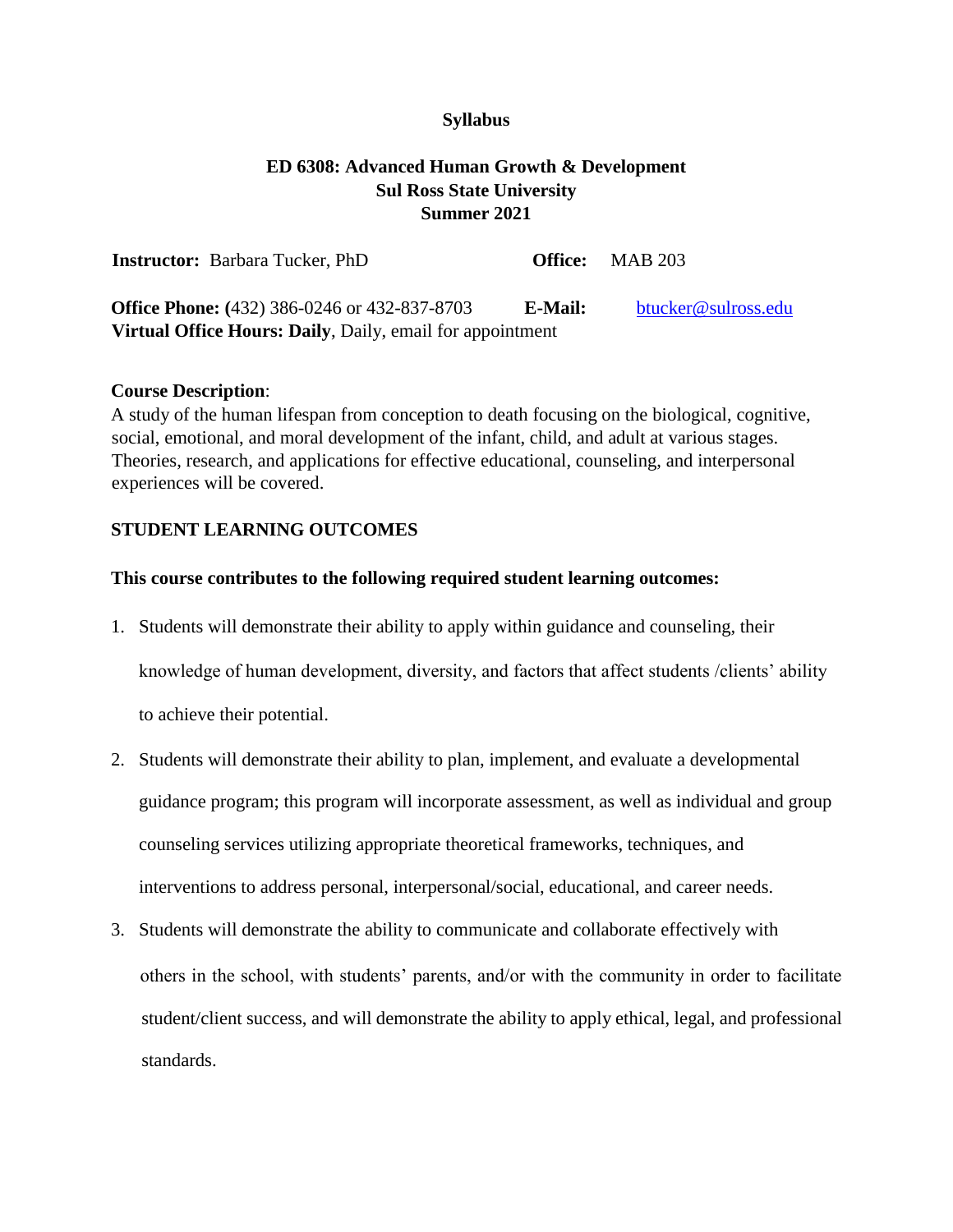**Syllabus**

# ED 6308: Advanced Human Growth & Development
## Sul Ross State University
## Summer 2021

**Instructor:** Barbara Tucker, PhD **Office:** MAB 203

**Office Phone: (**432) 386-0246 or 432-837-8703 **E-Mail:** btucker@sulross.edu
**Virtual Office Hours: Daily**, Daily, email for appointment

**Course Description**:
A study of the human lifespan from conception to death focusing on the biological, cognitive, social, emotional, and moral development of the infant, child, and adult at various stages. Theories, research, and applications for effective educational, counseling, and interpersonal experiences will be covered.

**STUDENT LEARNING OUTCOMES**

**This course contributes to the following required student learning outcomes:**

1. Students will demonstrate their ability to apply within guidance and counseling, their knowledge of human development, diversity, and factors that affect students /clients' ability to achieve their potential.
2. Students will demonstrate their ability to plan, implement, and evaluate a developmental guidance program; this program will incorporate assessment, as well as individual and group counseling services utilizing appropriate theoretical frameworks, techniques, and interventions to address personal, interpersonal/social, educational, and career needs.
3. Students will demonstrate the ability to communicate and collaborate effectively with others in the school, with students' parents, and/or with the community in order to facilitate student/client success, and will demonstrate the ability to apply ethical, legal, and professional standards.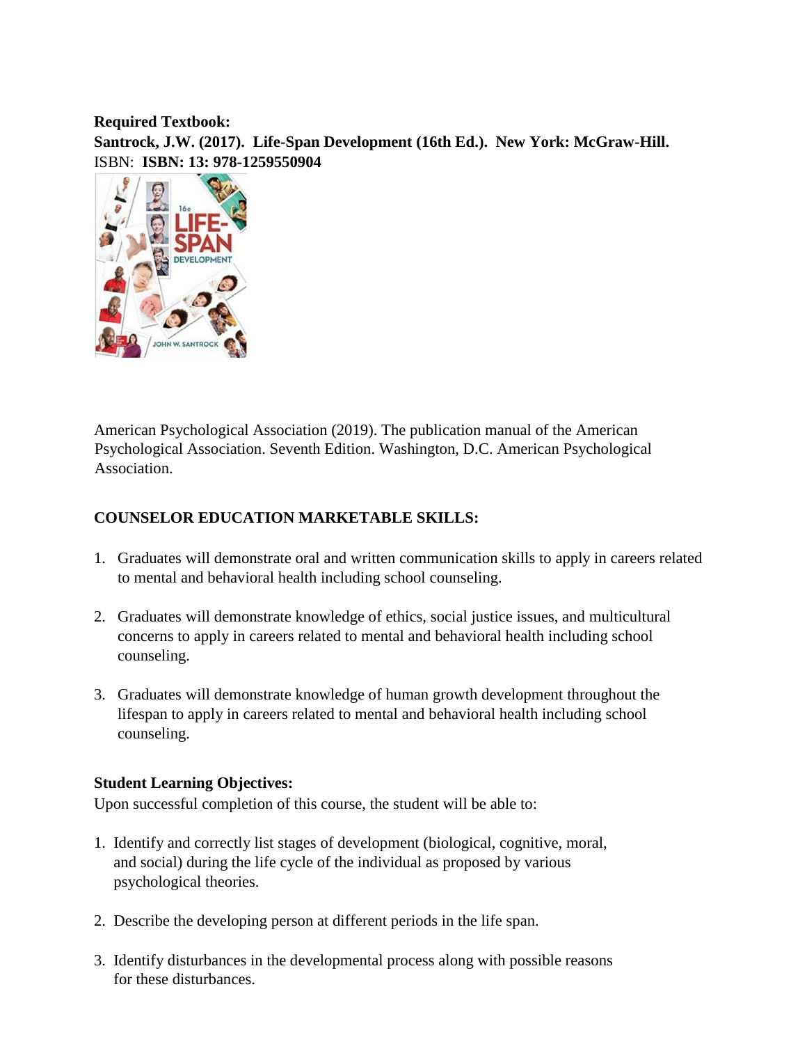**Required Textbook:**
**Santrock, J.W. (2017). Life-Span Development (16th Ed.). New York: McGraw-Hill.**
ISBN: **ISBN: 13: 978-1259550904**

American Psychological Association (2019). The publication manual of the American Psychological Association. Seventh Edition. Washington, D.C. American Psychological Association.

**COUNSELOR EDUCATION MARKETABLE SKILLS:**

1. Graduates will demonstrate oral and written communication skills to apply in careers related to mental and behavioral health including school counseling.

2. Graduates will demonstrate knowledge of ethics, social justice issues, and multicultural concerns to apply in careers related to mental and behavioral health including school counseling.

3. Graduates will demonstrate knowledge of human growth development throughout the lifespan to apply in careers related to mental and behavioral health including school counseling.

**Student Learning Objectives:**
Upon successful completion of this course, the student will be able to:

1. Identify and correctly list stages of development (biological, cognitive, moral, and social) during the life cycle of the individual as proposed by various psychological theories.

2. Describe the developing person at different periods in the life span.

3. Identify disturbances in the developmental process along with possible reasons for these disturbances.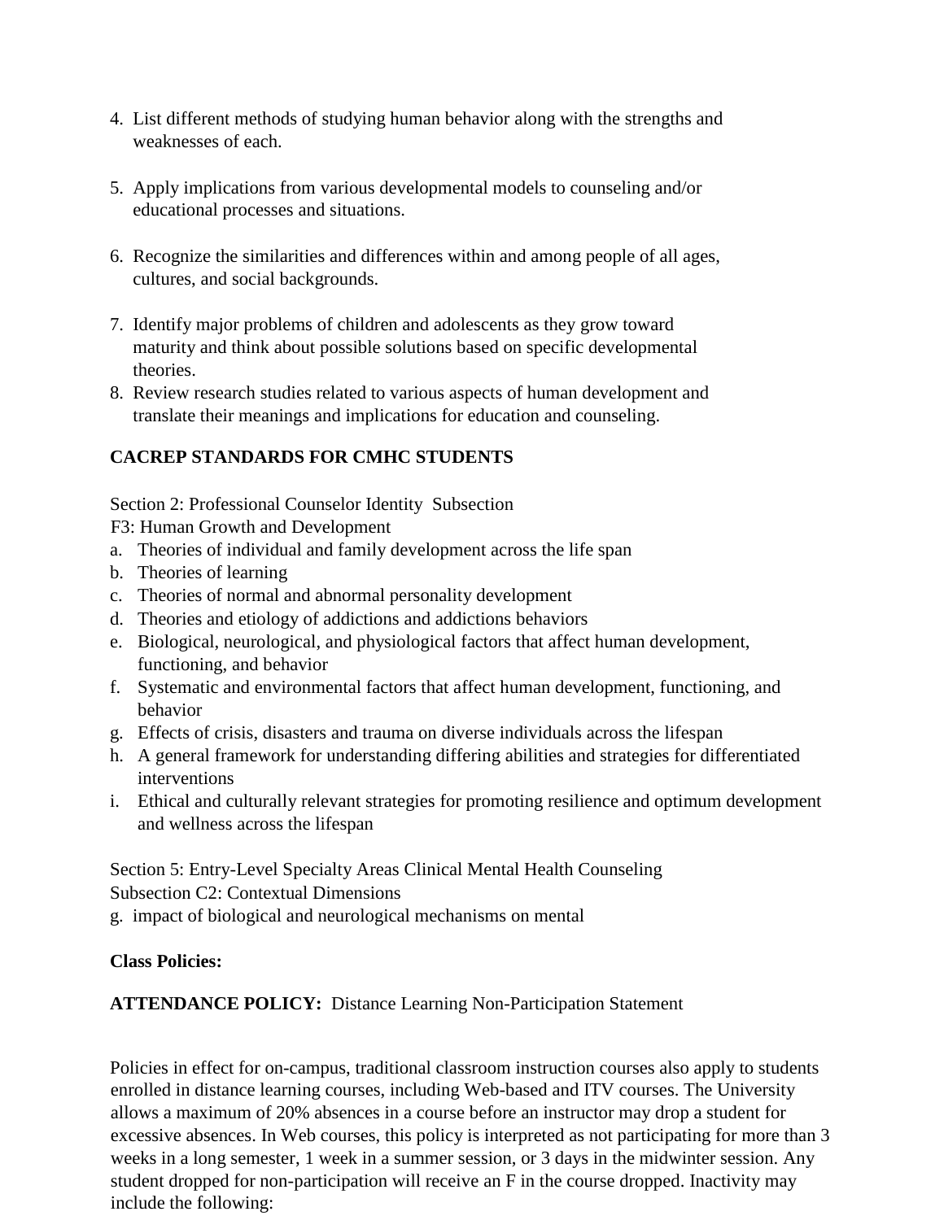4. List different methods of studying human behavior along with the strengths and weaknesses of each.

5. Apply implications from various developmental models to counseling and/or educational processes and situations.

6. Recognize the similarities and differences within and among people of all ages, cultures, and social backgrounds.

7. Identify major problems of children and adolescents as they grow toward maturity and think about possible solutions based on specific developmental theories.
8. Review research studies related to various aspects of human development and translate their meanings and implications for education and counseling.

**CACREP STANDARDS FOR CMHC STUDENTS**

Section 2: Professional Counselor Identity Subsection
F3: Human Growth and Development

a. Theories of individual and family development across the life span
b. Theories of learning
c. Theories of normal and abnormal personality development
d. Theories and etiology of addictions and addictions behaviors
e. Biological, neurological, and physiological factors that affect human development, functioning, and behavior
f. Systematic and environmental factors that affect human development, functioning, and behavior
g. Effects of crisis, disasters and trauma on diverse individuals across the lifespan
h. A general framework for understanding differing abilities and strategies for differentiated interventions
i. Ethical and culturally relevant strategies for promoting resilience and optimum development and wellness across the lifespan

Section 5: Entry-Level Specialty Areas Clinical Mental Health Counseling
Subsection C2: Contextual Dimensions

g. impact of biological and neurological mechanisms on mental

**Class Policies:**

**ATTENDANCE POLICY:** Distance Learning Non-Participation Statement

Policies in effect for on-campus, traditional classroom instruction courses also apply to students enrolled in distance learning courses, including Web-based and ITV courses. The University allows a maximum of 20% absences in a course before an instructor may drop a student for excessive absences. In Web courses, this policy is interpreted as not participating for more than 3 weeks in a long semester, 1 week in a summer session, or 3 days in the midwinter session. Any student dropped for non-participation will receive an F in the course dropped. Inactivity may include the following: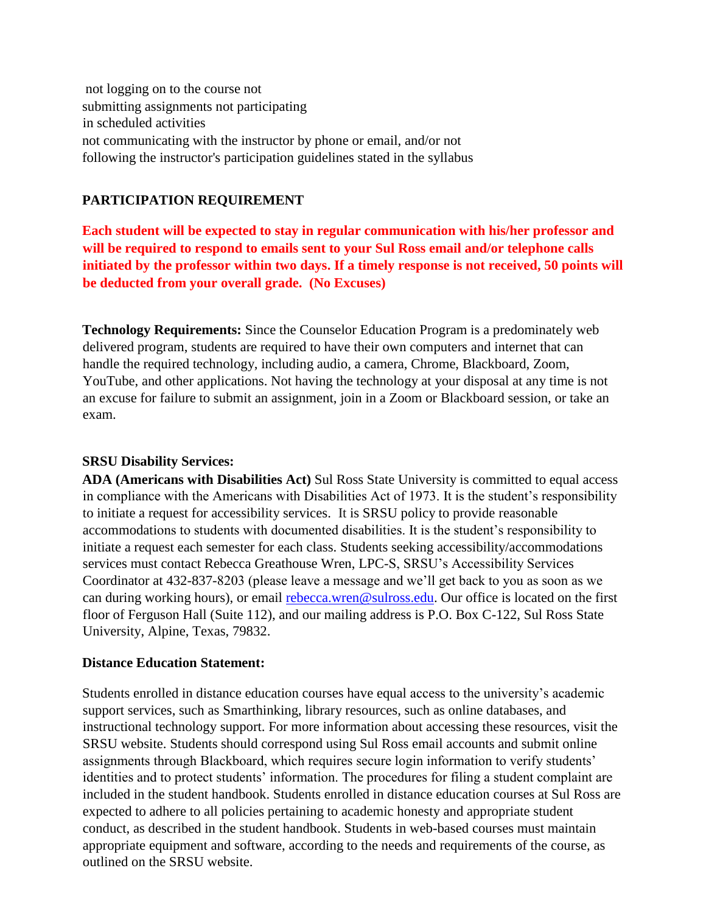not logging on to the course not
submitting assignments not participating
in scheduled activities
not communicating with the instructor by phone or email, and/or not
following the instructor's participation guidelines stated in the syllabus

## PARTICIPATION REQUIREMENT

**Each student will be expected to stay in regular communication with his/her professor and will be required to respond to emails sent to your Sul Ross email and/or telephone calls initiated by the professor within two days. If a timely response is not received, 50 points will be deducted from your overall grade. (No Excuses)**

**Technology Requirements:** Since the Counselor Education Program is a predominately web delivered program, students are required to have their own computers and internet that can handle the required technology, including audio, a camera, Chrome, Blackboard, Zoom, YouTube, and other applications. Not having the technology at your disposal at any time is not an excuse for failure to submit an assignment, join in a Zoom or Blackboard session, or take an exam.

**SRSU Disability Services:**

**ADA (Americans with Disabilities Act)** Sul Ross State University is committed to equal access in compliance with the Americans with Disabilities Act of 1973. It is the student's responsibility to initiate a request for accessibility services. It is SRSU policy to provide reasonable accommodations to students with documented disabilities. It is the student's responsibility to initiate a request each semester for each class. Students seeking accessibility/accommodations services must contact Rebecca Greathouse Wren, LPC-S, SRSU's Accessibility Services Coordinator at 432-837-8203 (please leave a message and we'll get back to you as soon as we can during working hours), or email rebecca.wren@sulross.edu. Our office is located on the first floor of Ferguson Hall (Suite 112), and our mailing address is P.O. Box C-122, Sul Ross State University, Alpine, Texas, 79832.

**Distance Education Statement:**

Students enrolled in distance education courses have equal access to the university's academic support services, such as Smarthinking, library resources, such as online databases, and instructional technology support. For more information about accessing these resources, visit the SRSU website. Students should correspond using Sul Ross email accounts and submit online assignments through Blackboard, which requires secure login information to verify students' identities and to protect students' information. The procedures for filing a student complaint are included in the student handbook. Students enrolled in distance education courses at Sul Ross are expected to adhere to all policies pertaining to academic honesty and appropriate student conduct, as described in the student handbook. Students in web-based courses must maintain appropriate equipment and software, according to the needs and requirements of the course, as outlined on the SRSU website.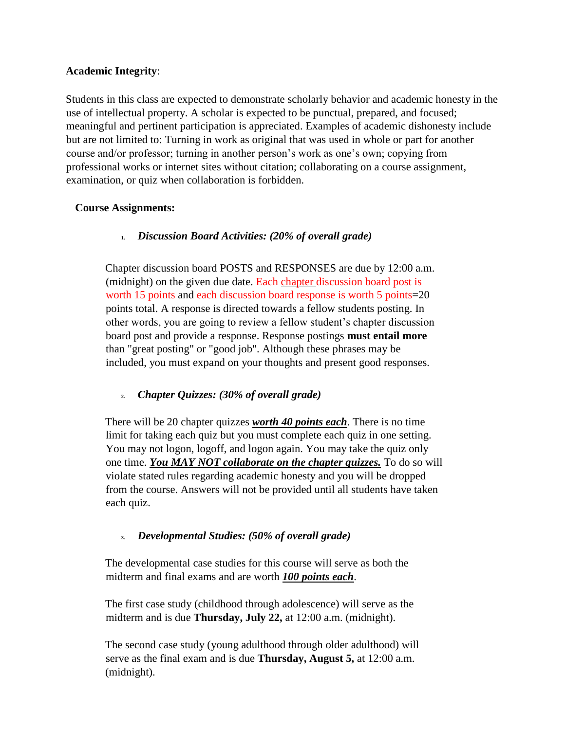**Academic Integrity**:

Students in this class are expected to demonstrate scholarly behavior and academic honesty in the use of intellectual property. A scholar is expected to be punctual, prepared, and focused; meaningful and pertinent participation is appreciated. Examples of academic dishonesty include but are not limited to: Turning in work as original that was used in whole or part for another course and/or professor; turning in another person's work as one's own; copying from professional works or internet sites without citation; collaborating on a course assignment, examination, or quiz when collaboration is forbidden.

**Course Assignments:**

1. ***Discussion Board Activities: (20% of overall grade)***

Chapter discussion board POSTS and RESPONSES are due by 12:00 a.m. (midnight) on the given due date. Each chapter discussion board post is worth 15 points and each discussion board response is worth 5 points=20 points total. A response is directed towards a fellow students posting. In other words, you are going to review a fellow student's chapter discussion board post and provide a response. Response postings **must entail more** than "great posting" or "good job". Although these phrases may be included, you must expand on your thoughts and present good responses.

2. ***Chapter Quizzes: (30% of overall grade)***

There will be 20 chapter quizzes ***worth 40 points each***. There is no time limit for taking each quiz but you must complete each quiz in one setting. You may not logon, logoff, and logon again. You may take the quiz only one time. ***You MAY NOT collaborate on the chapter quizzes.*** To do so will violate stated rules regarding academic honesty and you will be dropped from the course. Answers will not be provided until all students have taken each quiz.

3. ***Developmental Studies: (50% of overall grade)***

The developmental case studies for this course will serve as both the midterm and final exams and are worth ***100 points each***.

The first case study (childhood through adolescence) will serve as the midterm and is due **Thursday, July 22,** at 12:00 a.m. (midnight).

The second case study (young adulthood through older adulthood) will serve as the final exam and is due **Thursday, August 5,** at 12:00 a.m. (midnight).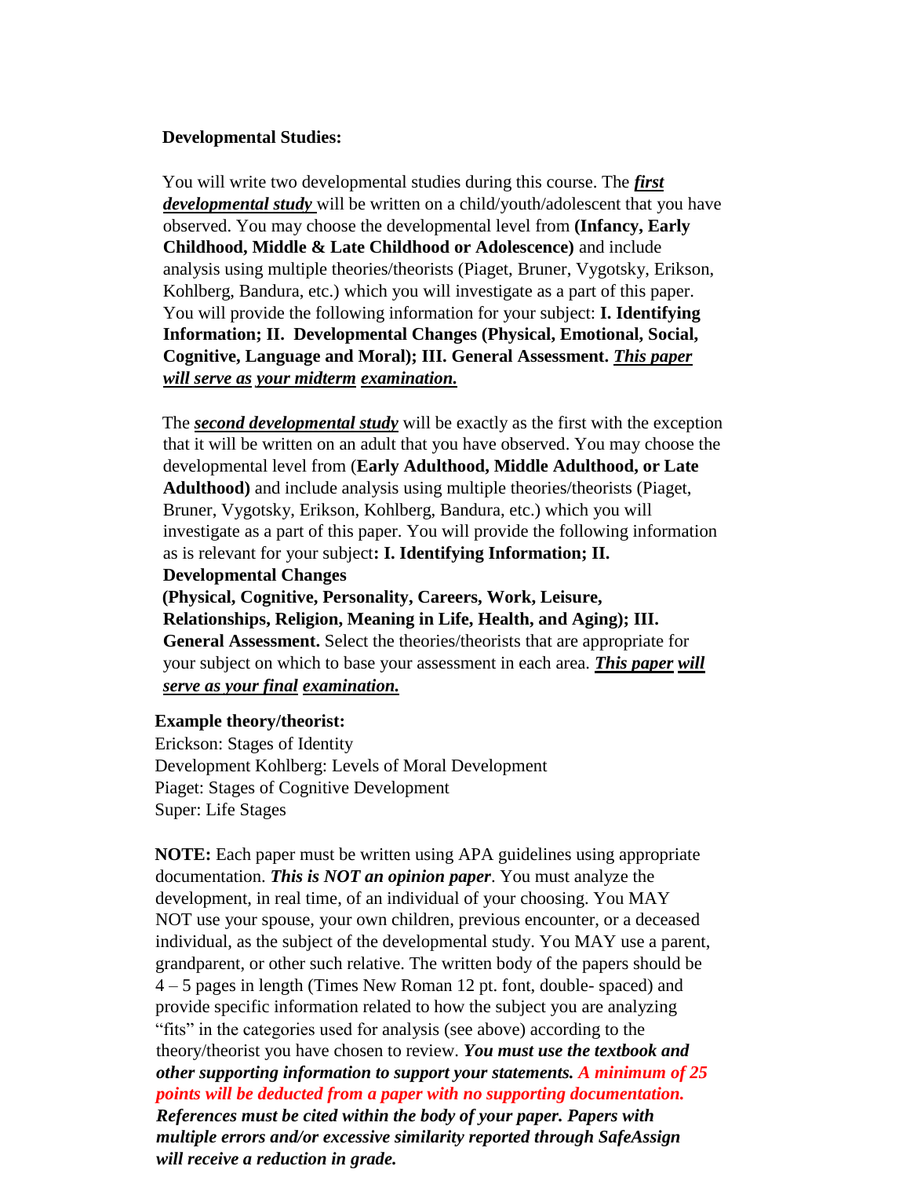**Developmental Studies:**

You will write two developmental studies during this course. The ***first developmental study*** will be written on a child/youth/adolescent that you have observed. You may choose the developmental level from **(Infancy, Early Childhood, Middle & Late Childhood or Adolescence)** and include analysis using multiple theories/theorists (Piaget, Bruner, Vygotsky, Erikson, Kohlberg, Bandura, etc.) which you will investigate as a part of this paper. You will provide the following information for your subject: **I. Identifying Information; II. Developmental Changes (Physical, Emotional, Social, Cognitive, Language and Moral); III. General Assessment.** ***This paper will serve as your midterm examination.***

The ***second developmental study*** will be exactly as the first with the exception that it will be written on an adult that you have observed. You may choose the developmental level from (**Early Adulthood, Middle Adulthood, or Late Adulthood)** and include analysis using multiple theories/theorists (Piaget, Bruner, Vygotsky, Erikson, Kohlberg, Bandura, etc.) which you will investigate as a part of this paper. You will provide the following information as is relevant for your subject**: I. Identifying Information; II. Developmental Changes (Physical, Cognitive, Personality, Careers, Work, Leisure, Relationships, Religion, Meaning in Life, Health, and Aging); III. General Assessment.** Select the theories/theorists that are appropriate for your subject on which to base your assessment in each area. ***This paper will serve as your final examination.***

**Example theory/theorist:**
Erickson: Stages of Identity
Development Kohlberg: Levels of Moral Development
Piaget: Stages of Cognitive Development
Super: Life Stages

**NOTE:** Each paper must be written using APA guidelines using appropriate documentation. ***This is NOT an opinion paper***. You must analyze the development, in real time, of an individual of your choosing. You MAY NOT use your spouse, your own children, previous encounter, or a deceased individual, as the subject of the developmental study. You MAY use a parent, grandparent, or other such relative. The written body of the papers should be 4 – 5 pages in length (Times New Roman 12 pt. font, double- spaced) and provide specific information related to how the subject you are analyzing "fits" in the categories used for analysis (see above) according to the theory/theorist you have chosen to review. ***You must use the textbook and other supporting information to support your statements. A minimum of 25 points will be deducted from a paper with no supporting documentation. References must be cited within the body of your paper. Papers with multiple errors and/or excessive similarity reported through SafeAssign will receive a reduction in grade.***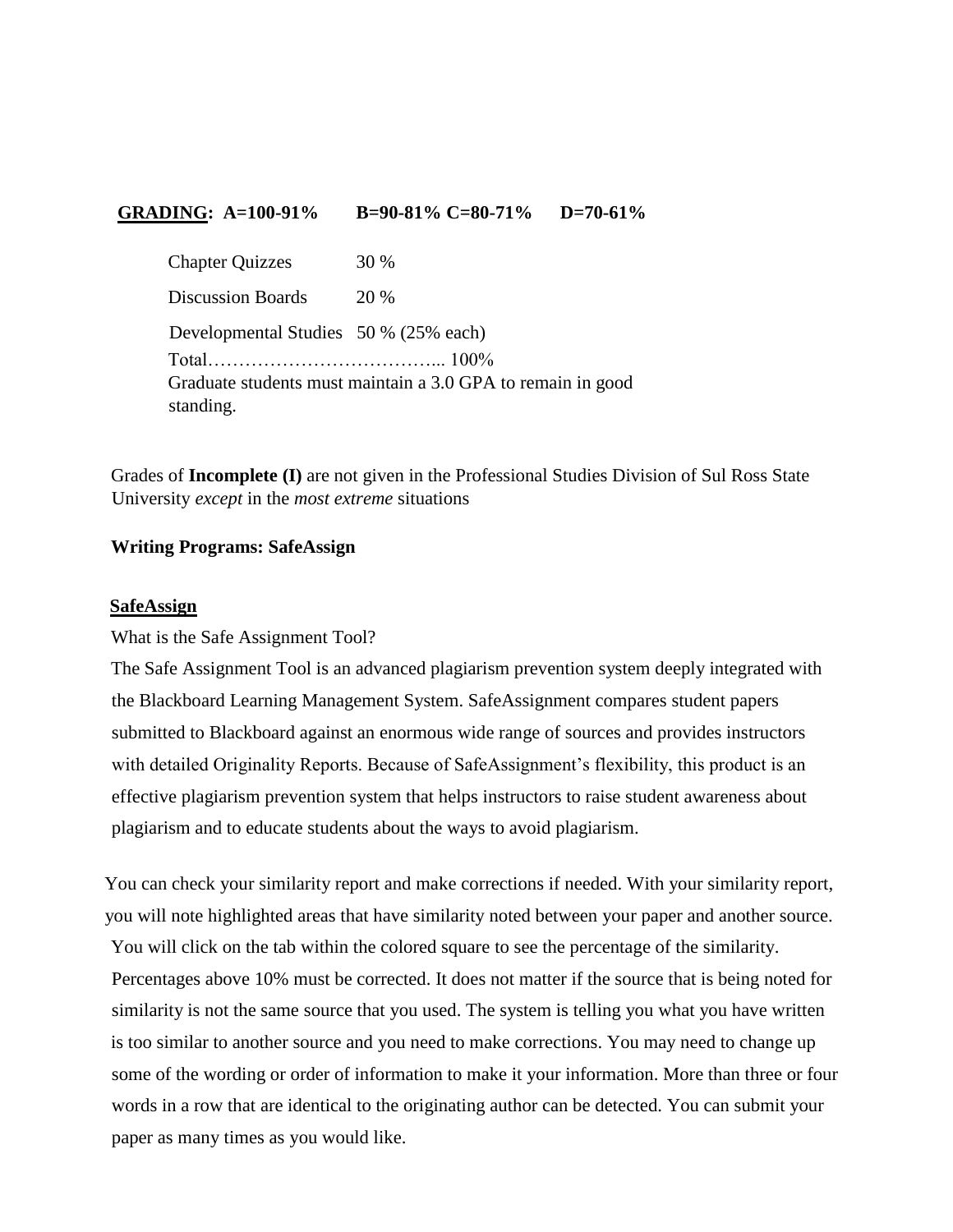**<u>GRADING</u>: A=100-91% B=90-81% C=80-71% D=70-61%**

| | |
|---|---|
| Chapter Quizzes | 30 % |
| Discussion Boards | 20 % |
| Developmental Studies | 50 % (25% each) |
| Total……………………………... | 100% |

Graduate students must maintain a 3.0 GPA to remain in good standing.

Grades of **Incomplete (I)** are not given in the Professional Studies Division of Sul Ross State University *except* in the *most extreme* situations

**Writing Programs: SafeAssign**

**<u>SafeAssign</u>**

What is the Safe Assignment Tool?

The Safe Assignment Tool is an advanced plagiarism prevention system deeply integrated with the Blackboard Learning Management System. SafeAssignment compares student papers submitted to Blackboard against an enormous wide range of sources and provides instructors with detailed Originality Reports. Because of SafeAssignment's flexibility, this product is an effective plagiarism prevention system that helps instructors to raise student awareness about plagiarism and to educate students about the ways to avoid plagiarism.

You can check your similarity report and make corrections if needed. With your similarity report, you will note highlighted areas that have similarity noted between your paper and another source. You will click on the tab within the colored square to see the percentage of the similarity. Percentages above 10% must be corrected. It does not matter if the source that is being noted for similarity is not the same source that you used. The system is telling you what you have written is too similar to another source and you need to make corrections. You may need to change up some of the wording or order of information to make it your information. More than three or four words in a row that are identical to the originating author can be detected. You can submit your paper as many times as you would like.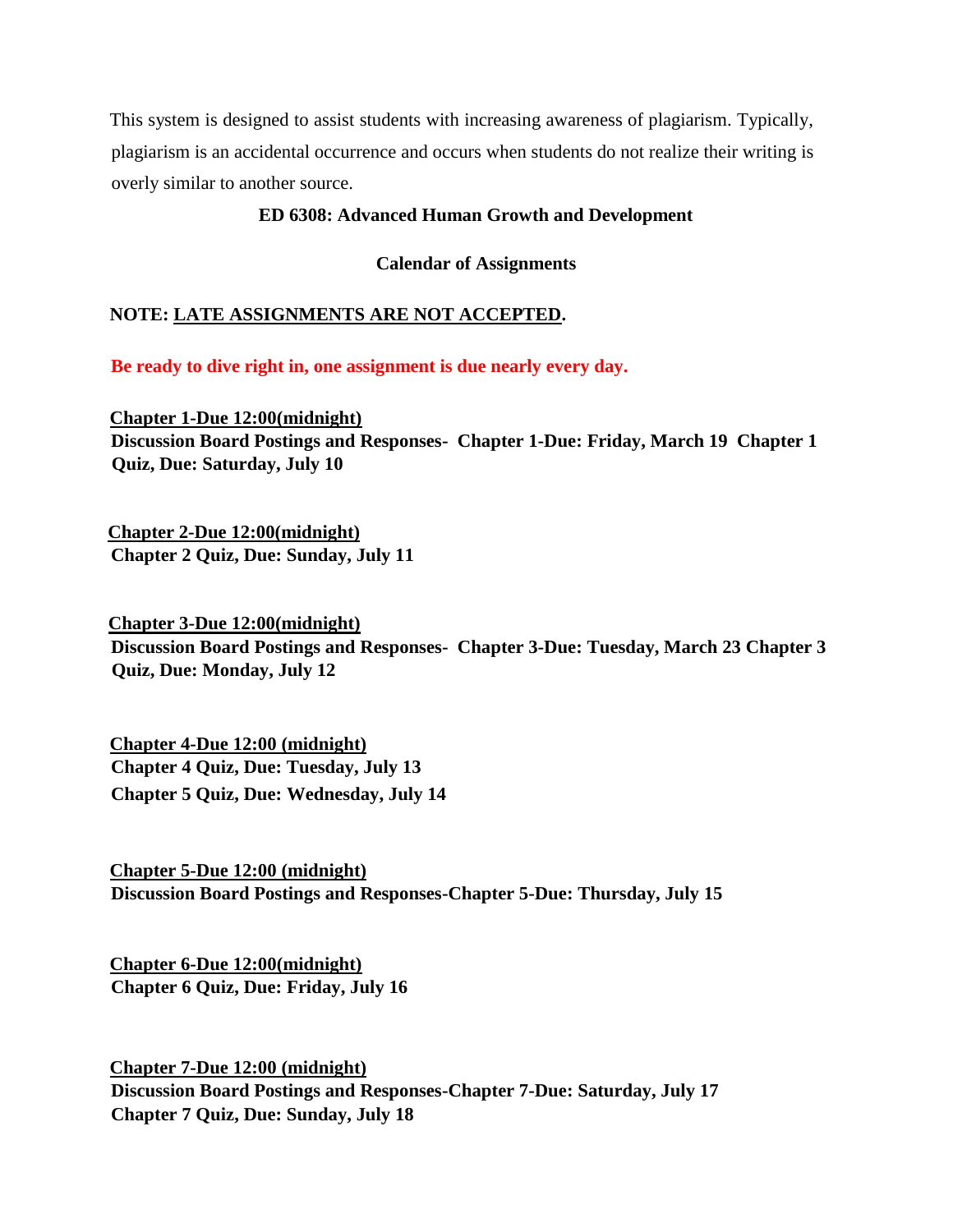This system is designed to assist students with increasing awareness of plagiarism. Typically, plagiarism is an accidental occurrence and occurs when students do not realize their writing is overly similar to another source.

**ED 6308: Advanced Human Growth and Development**

**Calendar of Assignments**

**NOTE: <u>LATE ASSIGNMENTS ARE NOT ACCEPTED</u>.**

**Be ready to dive right in, one assignment is due nearly every day.**

**<u>Chapter 1-Due 12:00(midnight)</u>**
**Discussion Board Postings and Responses- Chapter 1-Due: Friday, March 19 Chapter 1 Quiz, Due: Saturday, July 10**

**<u>Chapter 2-Due 12:00(midnight)</u>**
**Chapter 2 Quiz, Due: Sunday, July 11**

**<u>Chapter 3-Due 12:00(midnight)</u>**
**Discussion Board Postings and Responses- Chapter 3-Due: Tuesday, March 23 Chapter 3 Quiz, Due: Monday, July 12**

**<u>Chapter 4-Due 12:00 (midnight)</u>**
**Chapter 4 Quiz, Due: Tuesday, July 13**
**Chapter 5 Quiz, Due: Wednesday, July 14**

**<u>Chapter 5-Due 12:00 (midnight)</u>**
**Discussion Board Postings and Responses-Chapter 5-Due: Thursday, July 15**

**<u>Chapter 6-Due 12:00(midnight)</u>**
**Chapter 6 Quiz, Due: Friday, July 16**

**<u>Chapter 7-Due 12:00 (midnight)</u>**
**Discussion Board Postings and Responses-Chapter 7-Due: Saturday, July 17**
**Chapter 7 Quiz, Due: Sunday, July 18**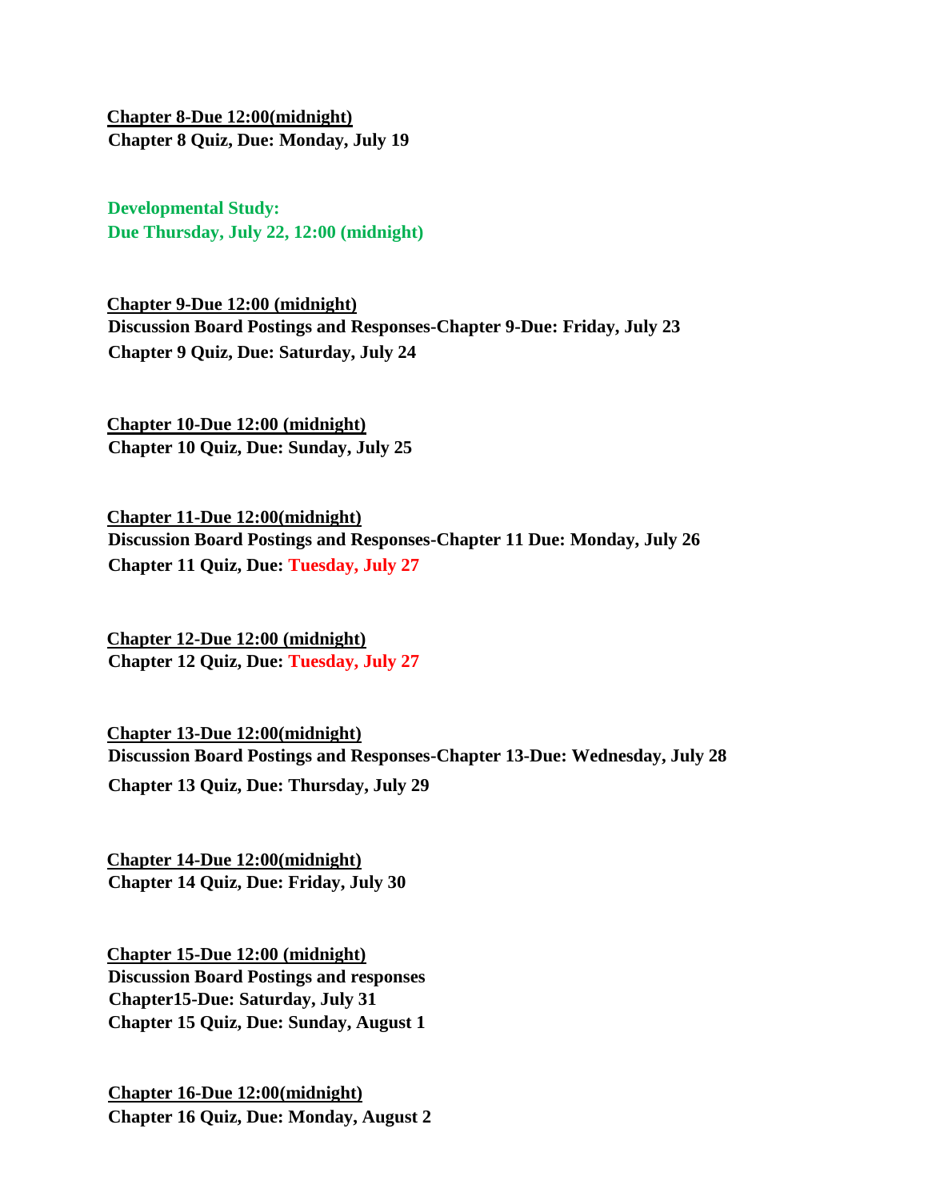**<u>Chapter 8-Due 12:00(midnight)</u>**
**Chapter 8 Quiz, Due: Monday, July 19**

**Developmental Study:**
**Due Thursday, July 22, 12:00 (midnight)**

**<u>Chapter 9-Due 12:00 (midnight)</u>**
**Discussion Board Postings and Responses-Chapter 9-Due: Friday, July 23**
**Chapter 9 Quiz, Due: Saturday, July 24**

**<u>Chapter 10-Due 12:00 (midnight)</u>**
**Chapter 10 Quiz, Due: Sunday, July 25**

**<u>Chapter 11-Due 12:00(midnight)</u>**
**Discussion Board Postings and Responses-Chapter 11 Due: Monday, July 26**
**Chapter 11 Quiz, Due: Tuesday, July 27**

**<u>Chapter 12-Due 12:00 (midnight)</u>**
**Chapter 12 Quiz, Due: Tuesday, July 27**

**<u>Chapter 13-Due 12:00(midnight)</u>**
**Discussion Board Postings and Responses-Chapter 13-Due: Wednesday, July 28**
**Chapter 13 Quiz, Due: Thursday, July 29**

**<u>Chapter 14-Due 12:00(midnight)</u>**
**Chapter 14 Quiz, Due: Friday, July 30**

**<u>Chapter 15-Due 12:00 (midnight)</u>**
**Discussion Board Postings and responses**
**Chapter15-Due: Saturday, July 31**
**Chapter 15 Quiz, Due: Sunday, August 1**

**<u>Chapter 16-Due 12:00(midnight)</u>**
**Chapter 16 Quiz, Due: Monday, August 2**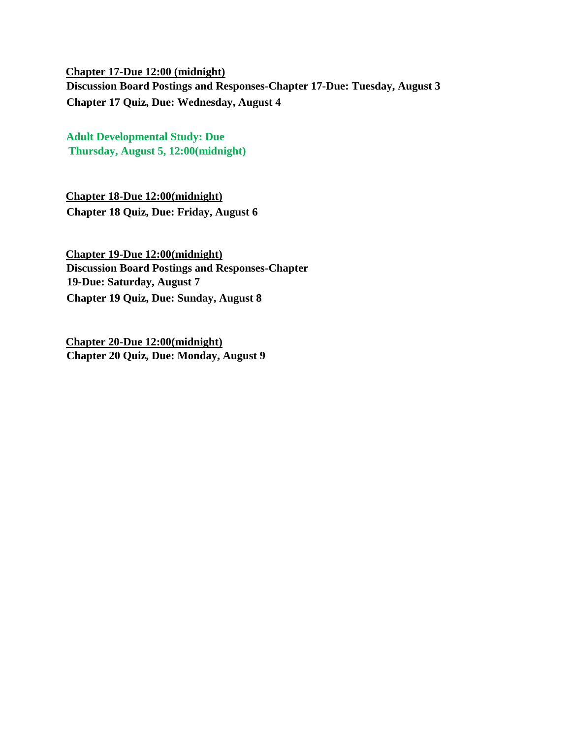**<u>Chapter 17-Due 12:00 (midnight)</u>**
**Discussion Board Postings and Responses-Chapter 17-Due: Tuesday, August 3**
**Chapter 17 Quiz, Due: Wednesday, August 4**

**Adult Developmental Study: Due**
**Thursday, August 5, 12:00(midnight)**

**<u>Chapter 18-Due 12:00(midnight)</u>**
**Chapter 18 Quiz, Due: Friday, August 6**

**<u>Chapter 19-Due 12:00(midnight)</u>**
**Discussion Board Postings and Responses-Chapter 19-Due: Saturday, August 7**
**Chapter 19 Quiz, Due: Sunday, August 8**

**<u>Chapter 20-Due 12:00(midnight)</u>**
**Chapter 20 Quiz, Due: Monday, August 9**